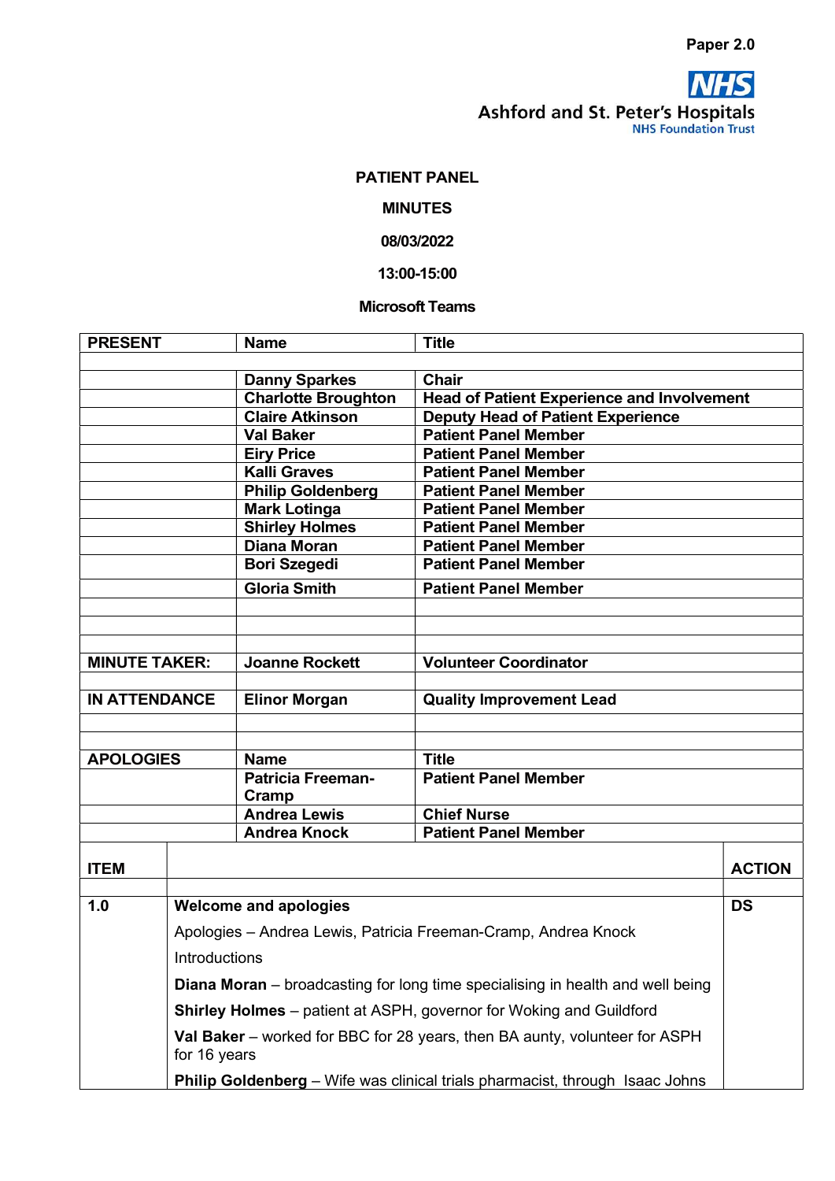Paper 2.0

Ashford and St. Peter's Hospitals
NHS Foundation Trust

**PATIENT PANEL**

**MINUTES**

**08/03/2022**

**13:00-15:00**

**Microsoft Teams**

| **PRESENT** | **Name** | **Title** |
|---|---|---|
| | | |
| | **Danny Sparkes** | **Chair** |
| | **Charlotte Broughton** | **Head of Patient Experience and Involvement** |
| | **Claire Atkinson** | **Deputy Head of Patient Experience** |
| | **Val Baker** | **Patient Panel Member** |
| | **Eiry Price** | **Patient Panel Member** |
| | **Kalli Graves** | **Patient Panel Member** |
| | **Philip Goldenberg** | **Patient Panel Member** |
| | **Mark Lotinga** | **Patient Panel Member** |
| | **Shirley Holmes** | **Patient Panel Member** |
| | **Diana Moran** | **Patient Panel Member** |
| | **Bori Szegedi** | **Patient Panel Member** |
| | **Gloria Smith** | **Patient Panel Member** |
| | | |
| | | |
| | | |
| **MINUTE TAKER:** | **Joanne Rockett** | **Volunteer Coordinator** |
| | | |
| **IN ATTENDANCE** | **Elinor Morgan** | **Quality Improvement Lead** |
| | | |
| | | |
| **APOLOGIES** | **Name** | **Title** |
| | **Patricia Freeman-Cramp** | **Patient Panel Member** |
| | **Andrea Lewis** | **Chief Nurse** |
| | **Andrea Knock** | **Patient Panel Member** |

| **ITEM** | | **ACTION** |
|---|---|---|
| | | |
| **1.0** | **Welcome and apologies**<br><br>Apologies – Andrea Lewis, Patricia Freeman-Cramp, Andrea Knock<br><br>Introductions<br><br>**Diana Moran** – broadcasting for long time specialising in health and well being<br><br>**Shirley Holmes** – patient at ASPH, governor for Woking and Guildford<br><br>**Val Baker** – worked for BBC for 28 years, then BA aunty, volunteer for ASPH for 16 years<br><br>**Philip Goldenberg** – Wife was clinical trials pharmacist, through Isaac Johns | **DS** |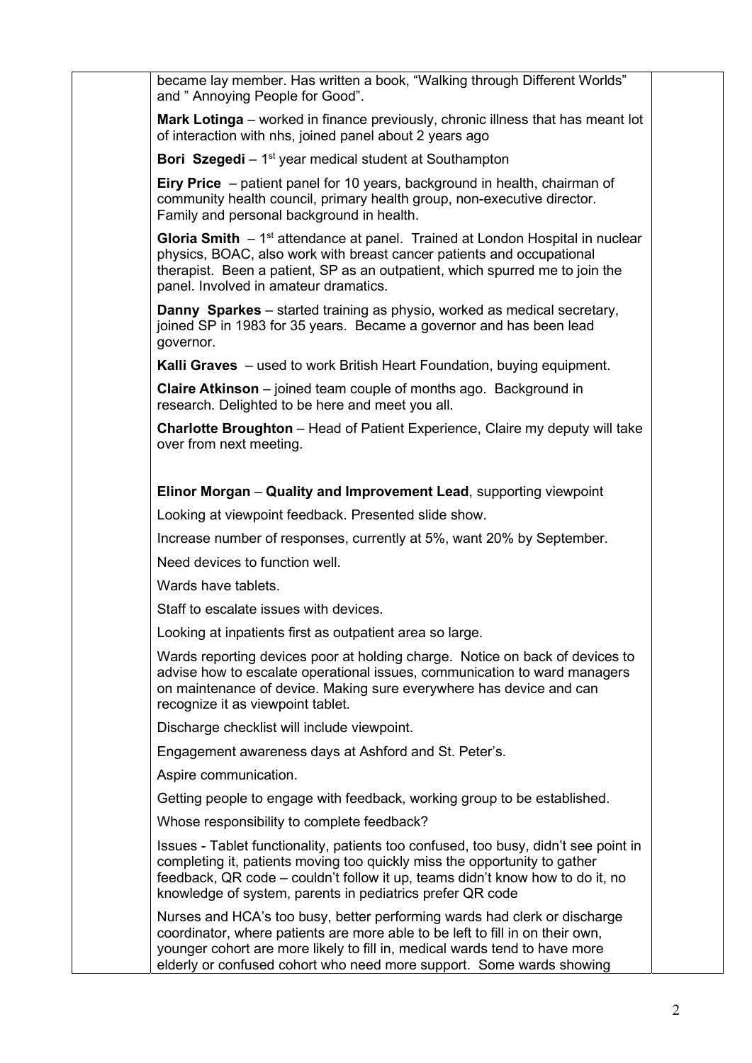became lay member. Has written a book, “Walking through Different Worlds” and ” Annoying People for Good”.

**Mark Lotinga** – worked in finance previously, chronic illness that has meant lot of interaction with nhs, joined panel about 2 years ago

**Bori Szegedi** – 1st year medical student at Southampton

**Eiry Price** – patient panel for 10 years, background in health, chairman of community health council, primary health group, non-executive director. Family and personal background in health.

**Gloria Smith** – 1st attendance at panel. Trained at London Hospital in nuclear physics, BOAC, also work with breast cancer patients and occupational therapist. Been a patient, SP as an outpatient, which spurred me to join the panel. Involved in amateur dramatics.

**Danny Sparkes** – started training as physio, worked as medical secretary, joined SP in 1983 for 35 years. Became a governor and has been lead governor.

**Kalli Graves** – used to work British Heart Foundation, buying equipment.

**Claire Atkinson** – joined team couple of months ago. Background in research. Delighted to be here and meet you all.

**Charlotte Broughton** – Head of Patient Experience, Claire my deputy will take over from next meeting.

**Elinor Morgan** – **Quality and Improvement Lead**, supporting viewpoint

Looking at viewpoint feedback. Presented slide show.

Increase number of responses, currently at 5%, want 20% by September.

Need devices to function well.

Wards have tablets.

Staff to escalate issues with devices.

Looking at inpatients first as outpatient area so large.

Wards reporting devices poor at holding charge. Notice on back of devices to advise how to escalate operational issues, communication to ward managers on maintenance of device. Making sure everywhere has device and can recognize it as viewpoint tablet.

Discharge checklist will include viewpoint.

Engagement awareness days at Ashford and St. Peter’s.

Aspire communication.

Getting people to engage with feedback, working group to be established.

Whose responsibility to complete feedback?

Issues - Tablet functionality, patients too confused, too busy, didn’t see point in completing it, patients moving too quickly miss the opportunity to gather feedback, QR code – couldn’t follow it up, teams didn’t know how to do it, no knowledge of system, parents in pediatrics prefer QR code

Nurses and HCA’s too busy, better performing wards had clerk or discharge coordinator, where patients are more able to be left to fill in on their own, younger cohort are more likely to fill in, medical wards tend to have more elderly or confused cohort who need more support. Some wards showing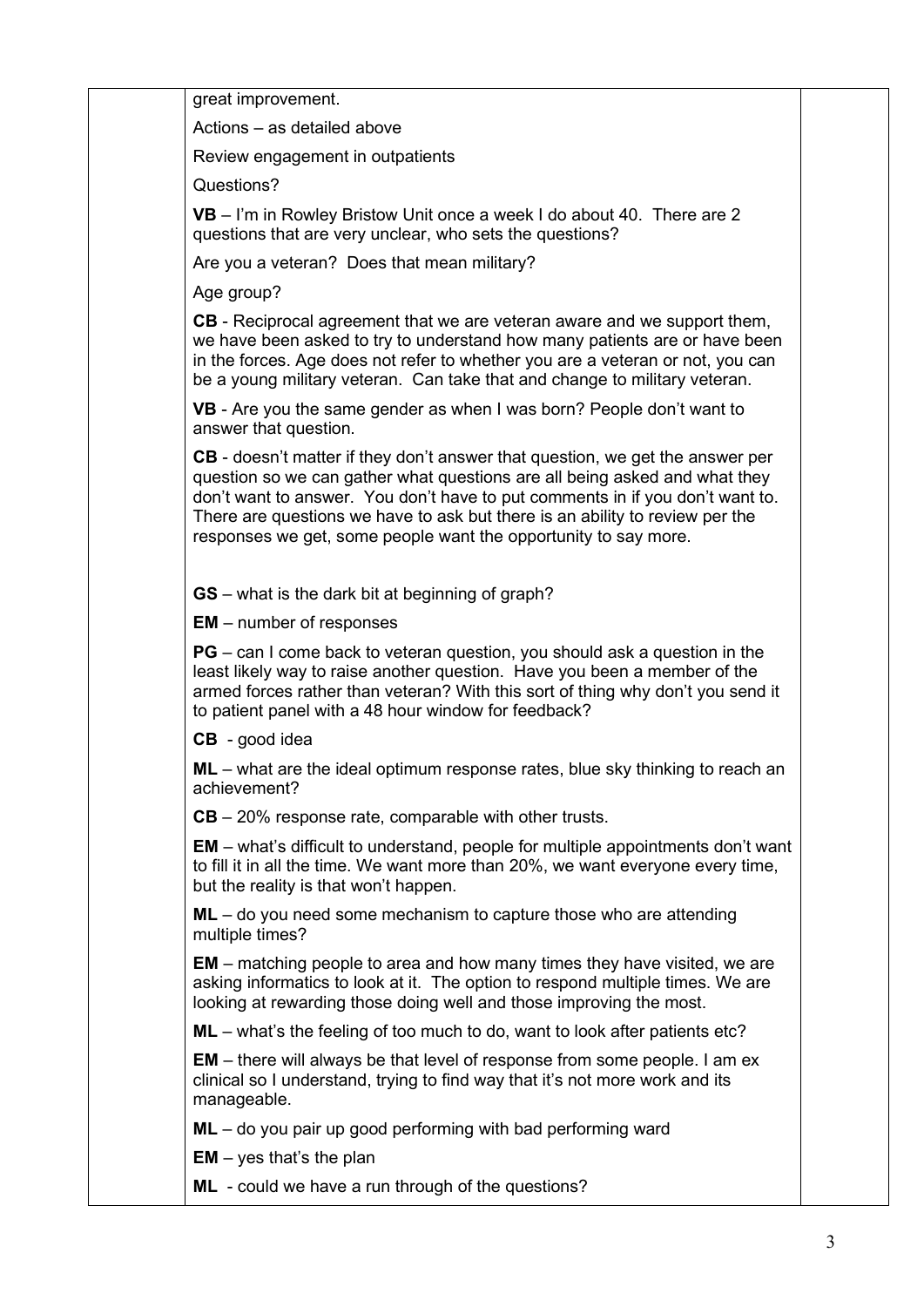great improvement.

Actions – as detailed above

Review engagement in outpatients

Questions?

**VB** – I'm in Rowley Bristow Unit once a week I do about 40. There are 2 questions that are very unclear, who sets the questions?

Are you a veteran? Does that mean military?

Age group?

**CB** - Reciprocal agreement that we are veteran aware and we support them, we have been asked to try to understand how many patients are or have been in the forces. Age does not refer to whether you are a veteran or not, you can be a young military veteran. Can take that and change to military veteran.

**VB** - Are you the same gender as when I was born? People don't want to answer that question.

**CB** - doesn't matter if they don't answer that question, we get the answer per question so we can gather what questions are all being asked and what they don't want to answer. You don't have to put comments in if you don't want to. There are questions we have to ask but there is an ability to review per the responses we get, some people want the opportunity to say more.

**GS** – what is the dark bit at beginning of graph?

**EM** – number of responses

**PG** – can I come back to veteran question, you should ask a question in the least likely way to raise another question. Have you been a member of the armed forces rather than veteran? With this sort of thing why don't you send it to patient panel with a 48 hour window for feedback?

**CB** - good idea

**ML** – what are the ideal optimum response rates, blue sky thinking to reach an achievement?

**CB** – 20% response rate, comparable with other trusts.

**EM** – what's difficult to understand, people for multiple appointments don't want to fill it in all the time. We want more than 20%, we want everyone every time, but the reality is that won't happen.

**ML** – do you need some mechanism to capture those who are attending multiple times?

**EM** – matching people to area and how many times they have visited, we are asking informatics to look at it. The option to respond multiple times. We are looking at rewarding those doing well and those improving the most.

**ML** – what's the feeling of too much to do, want to look after patients etc?

**EM** – there will always be that level of response from some people. I am ex clinical so I understand, trying to find way that it's not more work and its manageable.

**ML** – do you pair up good performing with bad performing ward

**EM** – yes that's the plan

**ML** - could we have a run through of the questions?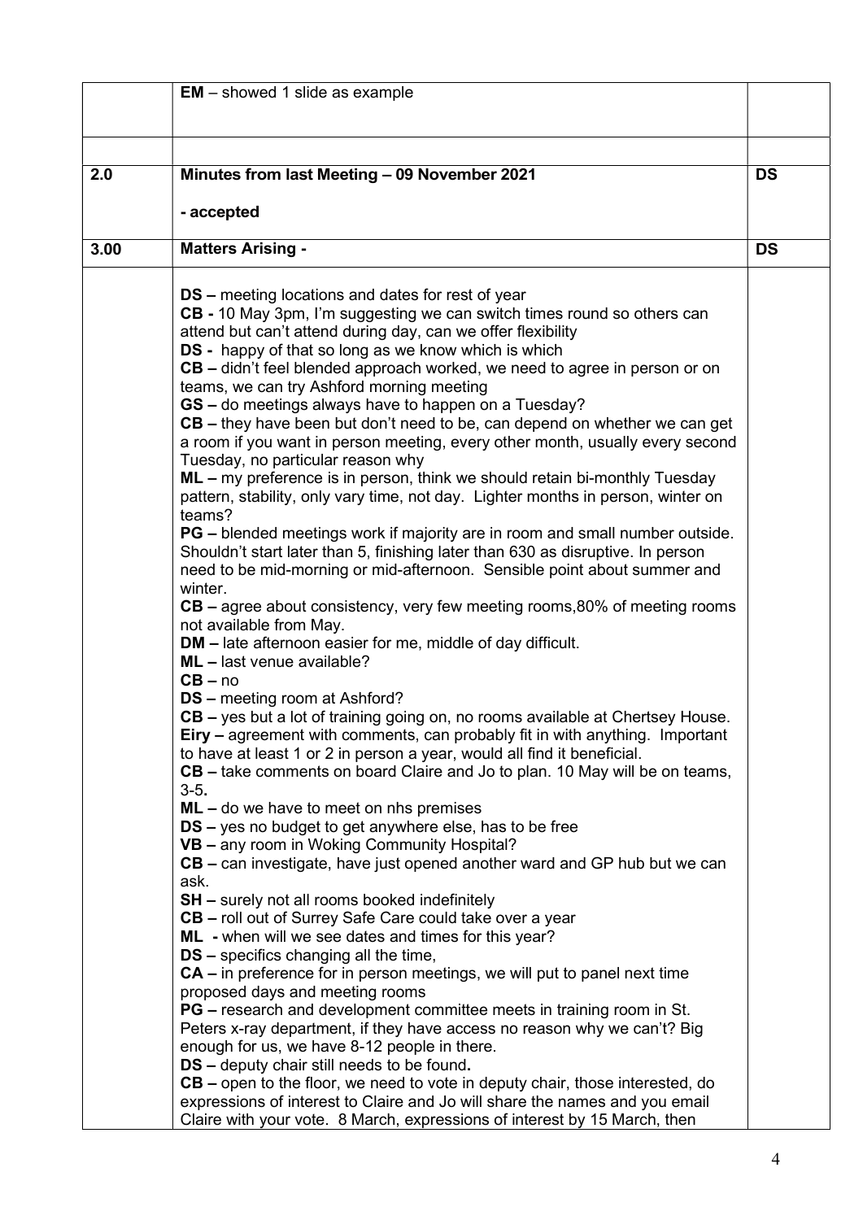| | | |
|---|---|---|
| | **EM** – showed 1 slide as example | |
| | | |
| **2.0** | **Minutes from last Meeting – 09 November 2021**<br><br>**- accepted** | **DS** |
| **3.00** | **Matters Arising -** | **DS** |
| | **DS –** meeting locations and dates for rest of year<br>**CB -** 10 May 3pm, I'm suggesting we can switch times round so others can attend but can't attend during day, can we offer flexibility<br>**DS -** happy of that so long as we know which is which<br>**CB –** didn't feel blended approach worked, we need to agree in person or on teams, we can try Ashford morning meeting<br>**GS –** do meetings always have to happen on a Tuesday?<br>**CB –** they have been but don't need to be, can depend on whether we can get a room if you want in person meeting, every other month, usually every second Tuesday, no particular reason why<br>**ML –** my preference is in person, think we should retain bi-monthly Tuesday pattern, stability, only vary time, not day. Lighter months in person, winter on teams?<br>**PG –** blended meetings work if majority are in room and small number outside. Shouldn't start later than 5, finishing later than 630 as disruptive. In person need to be mid-morning or mid-afternoon. Sensible point about summer and winter.<br>**CB –** agree about consistency, very few meeting rooms,80% of meeting rooms not available from May.<br>**DM –** late afternoon easier for me, middle of day difficult.<br>**ML –** last venue available?<br>**CB –** no<br>**DS –** meeting room at Ashford?<br>**CB –** yes but a lot of training going on, no rooms available at Chertsey House.<br>**Eiry –** agreement with comments, can probably fit in with anything. Important to have at least 1 or 2 in person a year, would all find it beneficial.<br>**CB –** take comments on board Claire and Jo to plan. 10 May will be on teams, 3-5**.**<br>**ML –** do we have to meet on nhs premises<br>**DS –** yes no budget to get anywhere else, has to be free<br>**VB –** any room in Woking Community Hospital?<br>**CB –** can investigate, have just opened another ward and GP hub but we can ask.<br>**SH –** surely not all rooms booked indefinitely<br>**CB –** roll out of Surrey Safe Care could take over a year<br>**ML -** when will we see dates and times for this year?<br>**DS –** specifics changing all the time,<br>**CA –** in preference for in person meetings, we will put to panel next time proposed days and meeting rooms<br>**PG –** research and development committee meets in training room in St. Peters x-ray department, if they have access no reason why we can't? Big enough for us, we have 8-12 people in there.<br>**DS –** deputy chair still needs to be found**.**<br>**CB –** open to the floor, we need to vote in deputy chair, those interested, do expressions of interest to Claire and Jo will share the names and you email Claire with your vote. 8 March, expressions of interest by 15 March, then | |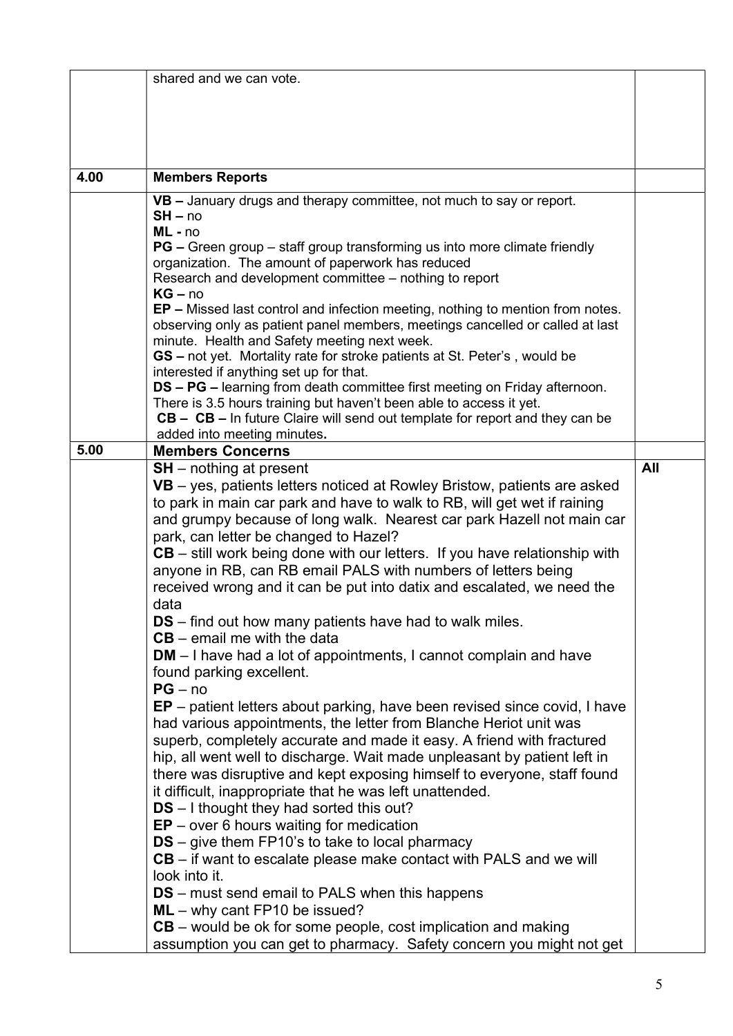| | | |
|---|---|---|
| | shared and we can vote. | |
| **4.00** | **Members Reports** | |
| | **VB –** January drugs and therapy committee, not much to say or report.<br>**SH –** no<br>**ML -** no<br>**PG –** Green group – staff group transforming us into more climate friendly organization. The amount of paperwork has reduced<br>Research and development committee – nothing to report<br>**KG –** no<br>**EP –** Missed last control and infection meeting, nothing to mention from notes. observing only as patient panel members, meetings cancelled or called at last minute. Health and Safety meeting next week.<br>**GS –** not yet. Mortality rate for stroke patients at St. Peter's , would be interested if anything set up for that.<br>**DS – PG –** learning from death committee first meeting on Friday afternoon. There is 3.5 hours training but haven't been able to access it yet.<br>**CB – CB –** In future Claire will send out template for report and they can be added into meeting minutes**.** | |
| **5.00** | **Members Concerns** | |
| | **SH** – nothing at present<br>**VB** – yes, patients letters noticed at Rowley Bristow, patients are asked to park in main car park and have to walk to RB, will get wet if raining and grumpy because of long walk. Nearest car park Hazell not main car park, can letter be changed to Hazel?<br>**CB** – still work being done with our letters. If you have relationship with anyone in RB, can RB email PALS with numbers of letters being received wrong and it can be put into datix and escalated, we need the data<br>**DS** – find out how many patients have had to walk miles.<br>**CB** – email me with the data<br>**DM** – I have had a lot of appointments, I cannot complain and have found parking excellent.<br>**PG** – no<br>**EP** – patient letters about parking, have been revised since covid, I have had various appointments, the letter from Blanche Heriot unit was superb, completely accurate and made it easy. A friend with fractured hip, all went well to discharge. Wait made unpleasant by patient left in there was disruptive and kept exposing himself to everyone, staff found it difficult, inappropriate that he was left unattended.<br>**DS** – I thought they had sorted this out?<br>**EP** – over 6 hours waiting for medication<br>**DS** – give them FP10's to take to local pharmacy<br>**CB** – if want to escalate please make contact with PALS and we will look into it.<br>**DS** – must send email to PALS when this happens<br>**ML** – why cant FP10 be issued?<br>**CB** – would be ok for some people, cost implication and making assumption you can get to pharmacy. Safety concern you might not get | **All** |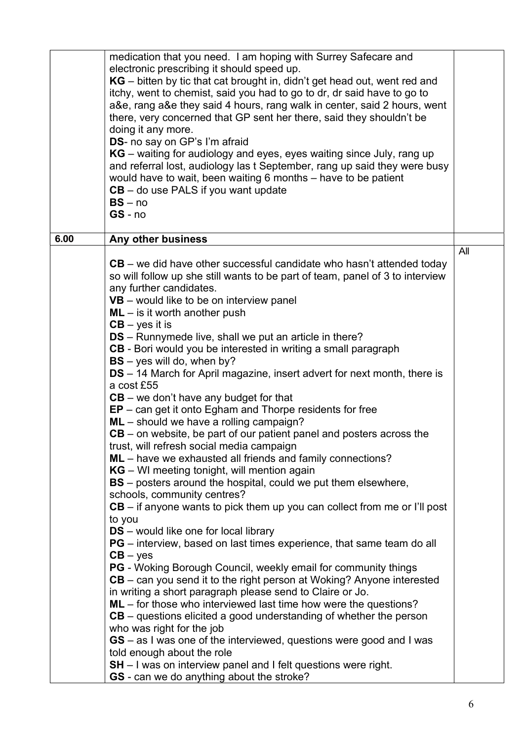| | | |
|---|---|---|
| | medication that you need. I am hoping with Surrey Safecare and electronic prescribing it should speed up.<br>**KG** – bitten by tic that cat brought in, didn't get head out, went red and itchy, went to chemist, said you had to go to dr, dr said have to go to a&e, rang a&e they said 4 hours, rang walk in center, said 2 hours, went there, very concerned that GP sent her there, said they shouldn't be doing it any more.<br>**DS**- no say on GP's I'm afraid<br>**KG** – waiting for audiology and eyes, eyes waiting since July, rang up and referral lost, audiology las t September, rang up said they were busy would have to wait, been waiting 6 months – have to be patient<br>**CB** – do use PALS if you want update<br>**BS** – no<br>**GS** - no | |
| **6.00** | **Any other business** | |
| | **CB** – we did have other successful candidate who hasn't attended today so will follow up she still wants to be part of team, panel of 3 to interview any further candidates.<br>**VB** – would like to be on interview panel<br>**ML** – is it worth another push<br>**CB** – yes it is<br>**DS** – Runnymede live, shall we put an article in there?<br>**CB** - Bori would you be interested in writing a small paragraph<br>**BS** – yes will do, when by?<br>**DS** – 14 March for April magazine, insert advert for next month, there is a cost £55<br>**CB** – we don't have any budget for that<br>**EP** – can get it onto Egham and Thorpe residents for free<br>**ML** – should we have a rolling campaign?<br>**CB** – on website, be part of our patient panel and posters across the trust, will refresh social media campaign<br>**ML** – have we exhausted all friends and family connections?<br>**KG** – WI meeting tonight, will mention again<br>**BS** – posters around the hospital, could we put them elsewhere, schools, community centres?<br>**CB** – if anyone wants to pick them up you can collect from me or I'll post to you<br>**DS** – would like one for local library<br>**PG** – interview, based on last times experience, that same team do all<br>**CB** – yes<br>**PG** - Woking Borough Council, weekly email for community things<br>**CB** – can you send it to the right person at Woking? Anyone interested in writing a short paragraph please send to Claire or Jo.<br>**ML** – for those who interviewed last time how were the questions?<br>**CB** – questions elicited a good understanding of whether the person who was right for the job<br>**GS** – as I was one of the interviewed, questions were good and I was told enough about the role<br>**SH** – I was on interview panel and I felt questions were right.<br>**GS** - can we do anything about the stroke? | All |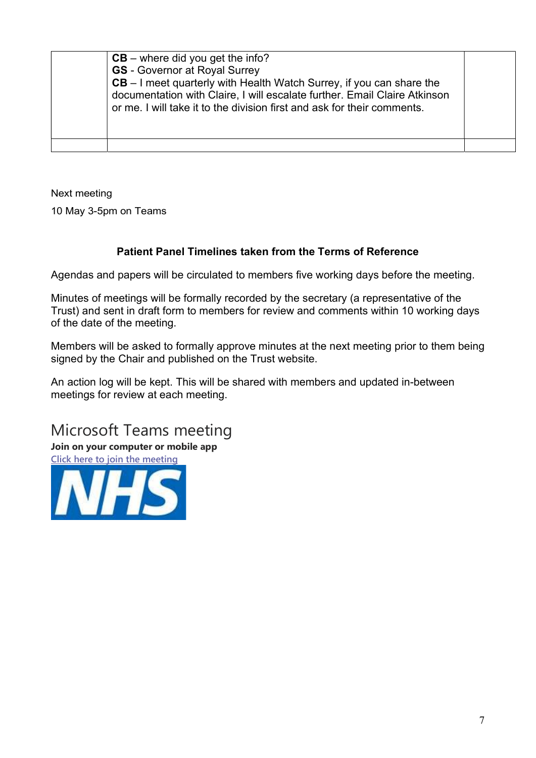| | | |
|---|---|---|
| | **CB** – where did you get the info?<br>**GS** - Governor at Royal Surrey<br>**CB** – I meet quarterly with Health Watch Surrey, if you can share the documentation with Claire, I will escalate further. Email Claire Atkinson or me. I will take it to the division first and ask for their comments. | |
| | | |

Next meeting

10 May 3-5pm on Teams

**Patient Panel Timelines taken from the Terms of Reference**

Agendas and papers will be circulated to members five working days before the meeting.

Minutes of meetings will be formally recorded by the secretary (a representative of the Trust) and sent in draft form to members for review and comments within 10 working days of the date of the meeting.

Members will be asked to formally approve minutes at the next meeting prior to them being signed by the Chair and published on the Trust website.

An action log will be kept. This will be shared with members and updated in-between meetings for review at each meeting.

## Microsoft Teams meeting

**Join on your computer or mobile app**

Click here to join the meeting

NHS